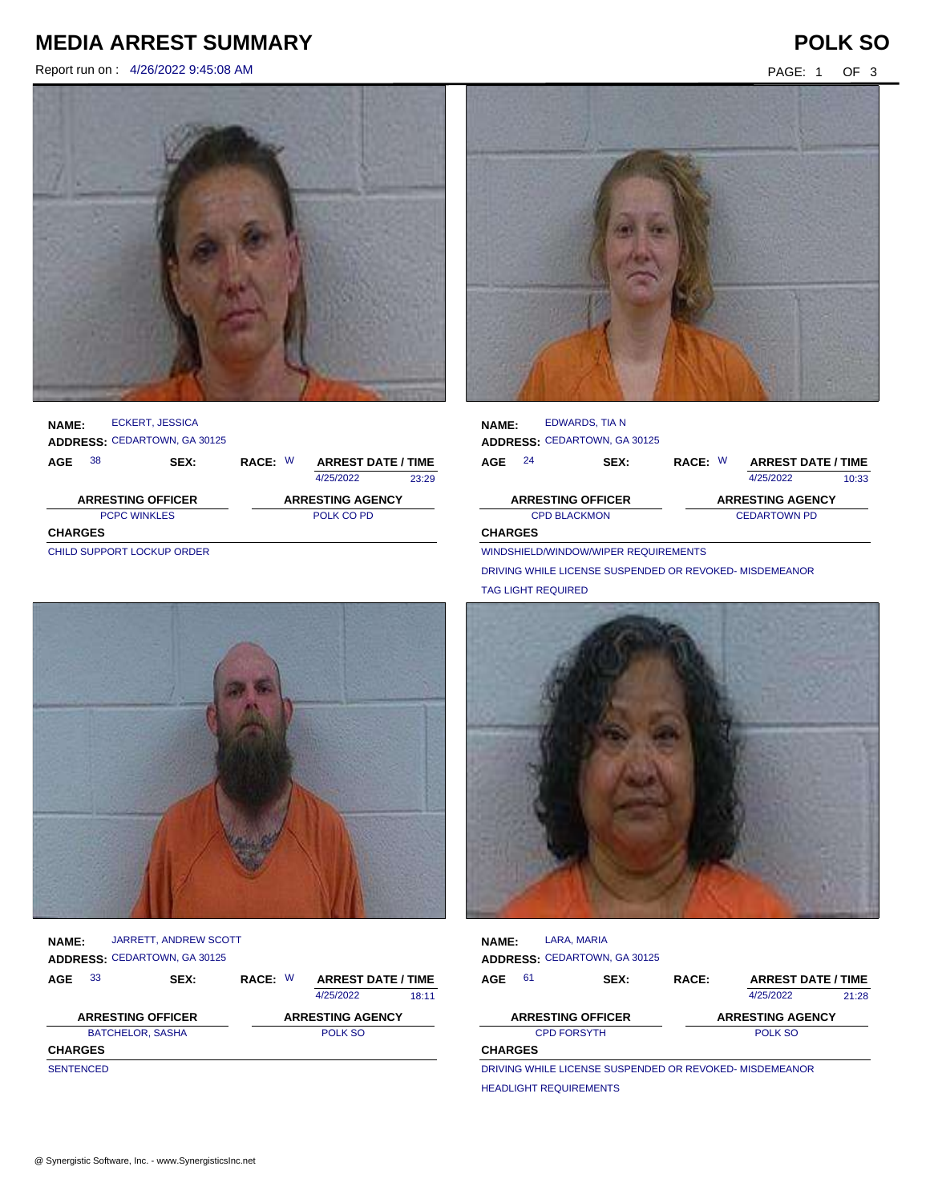# MEDIA ARREST SUMMARY

# POLK SO

Report run on : 4/26/2022 9:45:08 AM

**NAME:** ECKERT, JESSICA
**ADDRESS:** CEDARTOWN, GA 30125

| AGE | SEX: | RACE: | ARREST DATE / TIME | |
|---|---|---|---|---|
| 38 | | W | 4/25/2022 | 23:29 |

| ARRESTING OFFICER | ARRESTING AGENCY |
|---|---|
| PCPC WINKLES | POLK CO PD |

**CHARGES**

CHILD SUPPORT LOCKUP ORDER

**NAME:** EDWARDS, TIA N
**ADDRESS:** CEDARTOWN, GA 30125

| AGE | SEX: | RACE: | ARREST DATE / TIME | |
|---|---|---|---|---|
| 24 | | W | 4/25/2022 | 10:33 |

| ARRESTING OFFICER | ARRESTING AGENCY |
|---|---|
| CPD BLACKMON | CEDARTOWN PD |

**CHARGES**

WINDSHIELD/WINDOW/WIPER REQUIREMENTS

DRIVING WHILE LICENSE SUSPENDED OR REVOKED- MISDEMEANOR

TAG LIGHT REQUIRED

**NAME:** JARRETT, ANDREW SCOTT
**ADDRESS:** CEDARTOWN, GA 30125

| AGE | SEX: | RACE: | ARREST DATE / TIME | |
|---|---|---|---|---|
| 33 | | W | 4/25/2022 | 18:11 |

| ARRESTING OFFICER | ARRESTING AGENCY |
|---|---|
| BATCHELOR, SASHA | POLK SO |

**CHARGES**

SENTENCED

**NAME:** LARA, MARIA
**ADDRESS:** CEDARTOWN, GA 30125

| AGE | SEX: | RACE: | ARREST DATE / TIME | |
|---|---|---|---|---|
| 61 | | | 4/25/2022 | 21:28 |

| ARRESTING OFFICER | ARRESTING AGENCY |
|---|---|
| CPD FORSYTH | POLK SO |

**CHARGES**

DRIVING WHILE LICENSE SUSPENDED OR REVOKED- MISDEMEANOR

HEADLIGHT REQUIREMENTS

@ Synergistic Software, Inc. - www.SynergisticsInc.net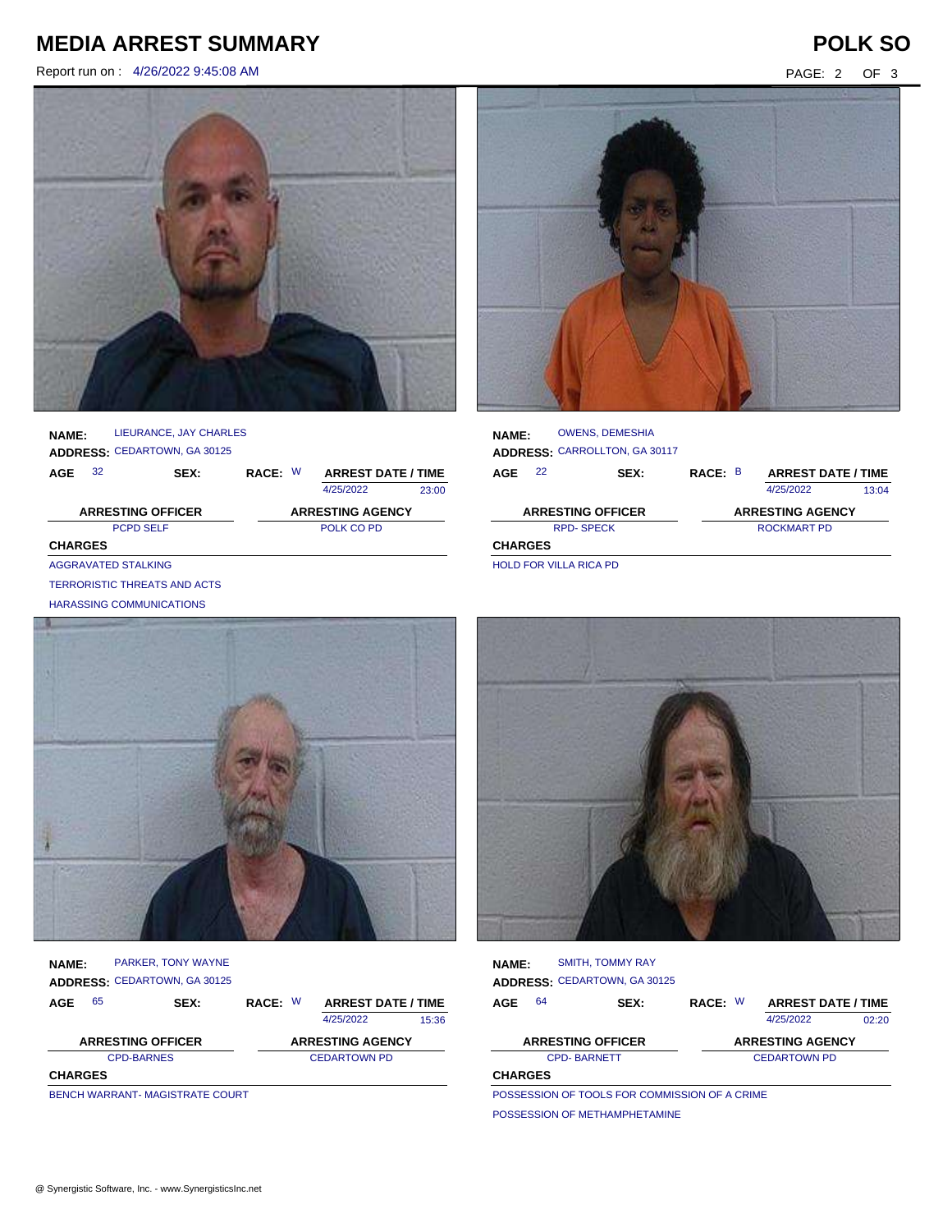# MEDIA ARREST SUMMARY

**POLK SO**

Report run on : 4/26/2022 9:45:08 AM

**NAME:** LIEURANCE, JAY CHARLES
**ADDRESS:** CEDARTOWN, GA 30125

| AGE | SEX: | RACE: | ARREST DATE / TIME | |
|---|---|---|---|---|
| 32 | | W | 4/25/2022 | 23:00 |

| ARRESTING OFFICER | ARRESTING AGENCY |
|---|---|
| PCPD SELF | POLK CO PD |

**CHARGES**

AGGRAVATED STALKING
TERRORISTIC THREATS AND ACTS
HARASSING COMMUNICATIONS

**NAME:** OWENS, DEMESHIA
**ADDRESS:** CARROLLTON, GA 30117

| AGE | SEX: | RACE: | ARREST DATE / TIME | |
|---|---|---|---|---|
| 22 | | B | 4/25/2022 | 13:04 |

| ARRESTING OFFICER | ARRESTING AGENCY |
|---|---|
| RPD- SPECK | ROCKMART PD |

**CHARGES**

HOLD FOR VILLA RICA PD

**NAME:** PARKER, TONY WAYNE
**ADDRESS:** CEDARTOWN, GA 30125

| AGE | SEX: | RACE: | ARREST DATE / TIME | |
|---|---|---|---|---|
| 65 | | W | 4/25/2022 | 15:36 |

| ARRESTING OFFICER | ARRESTING AGENCY |
|---|---|
| CPD-BARNES | CEDARTOWN PD |

**CHARGES**

BENCH WARRANT- MAGISTRATE COURT

**NAME:** SMITH, TOMMY RAY
**ADDRESS:** CEDARTOWN, GA 30125

| AGE | SEX: | RACE: | ARREST DATE / TIME | |
|---|---|---|---|---|
| 64 | | W | 4/25/2022 | 02:20 |

| ARRESTING OFFICER | ARRESTING AGENCY |
|---|---|
| CPD- BARNETT | CEDARTOWN PD |

**CHARGES**

POSSESSION OF TOOLS FOR COMMISSION OF A CRIME
POSSESSION OF METHAMPHETAMINE

@ Synergistic Software, Inc. - www.SynergisticsInc.net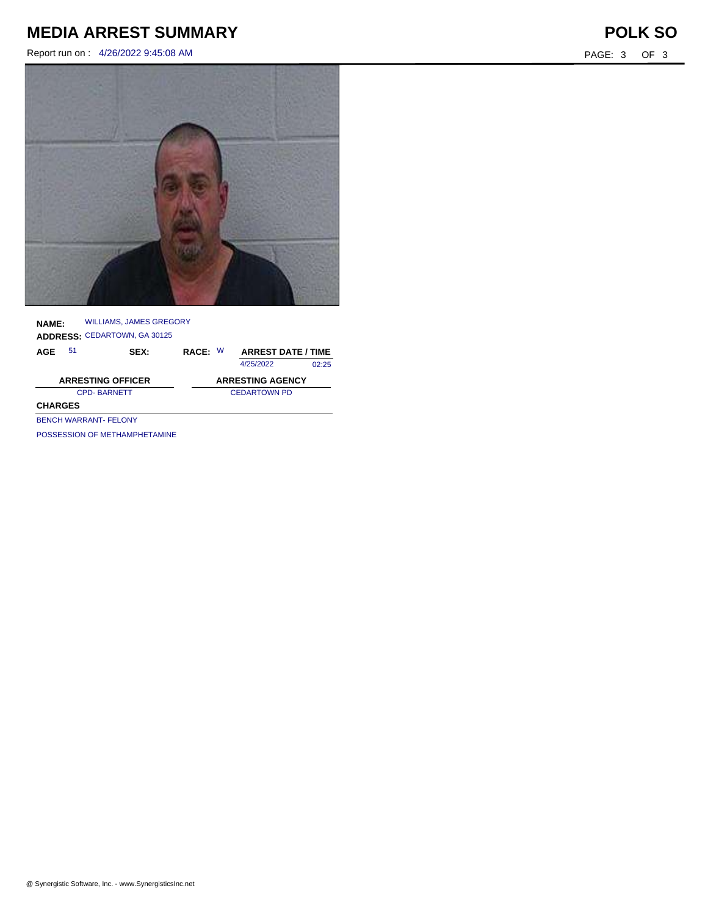# MEDIA ARREST SUMMARY

# POLK SO

Report run on : 4/26/2022 9:45:08 AM

**NAME:** WILLIAMS, JAMES GREGORY

**ADDRESS:** CEDARTOWN, GA 30125

**AGE** 51 **SEX:** **RACE:** W

**ARREST DATE / TIME**

4/25/2022 02:25

**ARRESTING OFFICER**

CPD- BARNETT

**ARRESTING AGENCY**

CEDARTOWN PD

**CHARGES**

BENCH WARRANT- FELONY

POSSESSION OF METHAMPHETAMINE

@ Synergistic Software, Inc. - www.SynergisticsInc.net